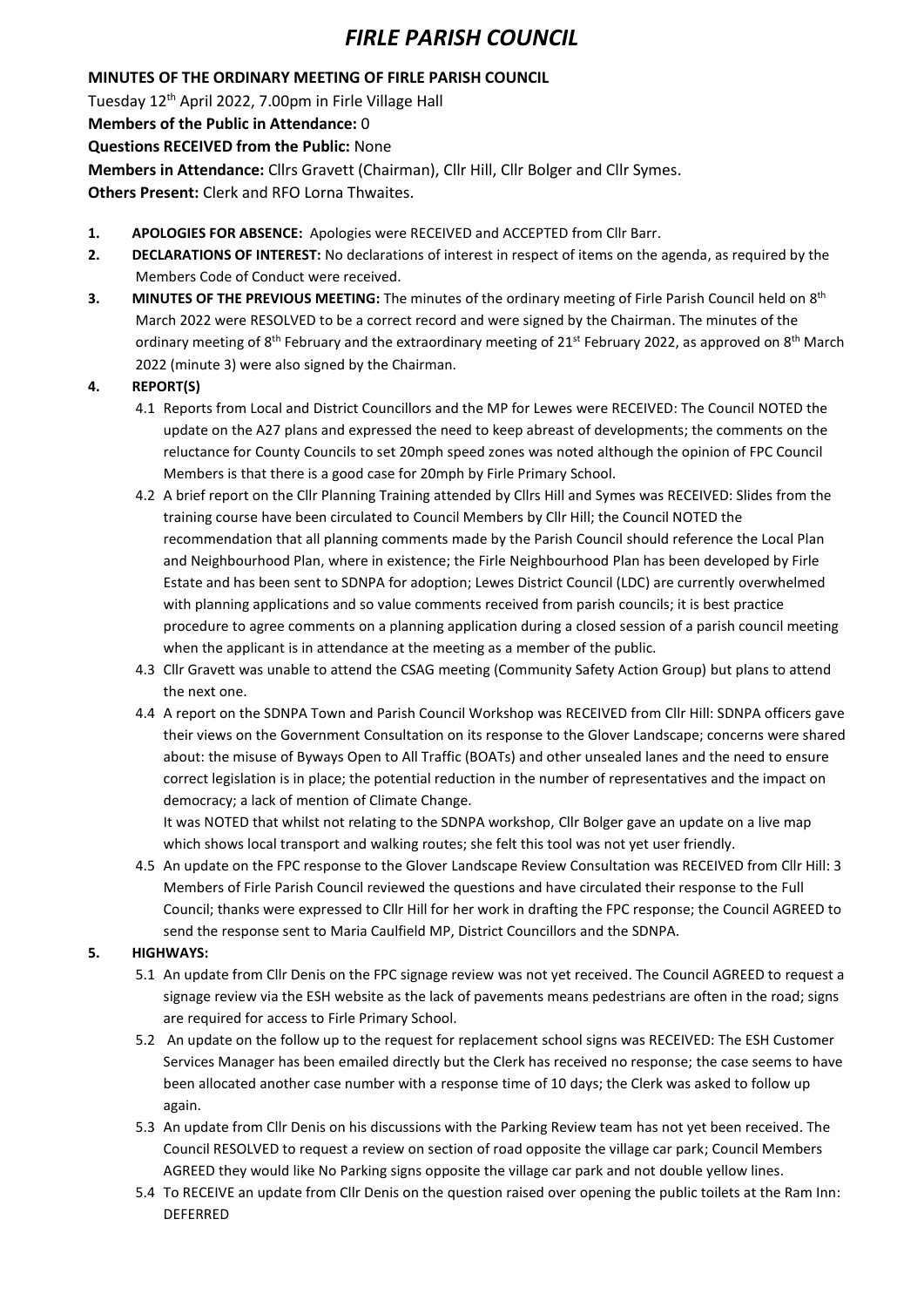# *FIRLE PARISH COUNCIL*

**MINUTES OF THE ORDINARY MEETING OF FIRLE PARISH COUNCIL**

Tuesday 12th April 2022, 7.00pm in Firle Village Hall

**Members of the Public in Attendance:** 0

**Questions RECEIVED from the Public:** None

**Members in Attendance:** Cllrs Gravett (Chairman), Cllr Hill, Cllr Bolger and Cllr Symes.

**Others Present:** Clerk and RFO Lorna Thwaites.

1. **APOLOGIES FOR ABSENCE:** Apologies were RECEIVED and ACCEPTED from Cllr Barr.
2. **DECLARATIONS OF INTEREST:** No declarations of interest in respect of items on the agenda, as required by the Members Code of Conduct were received.
3. **MINUTES OF THE PREVIOUS MEETING:** The minutes of the ordinary meeting of Firle Parish Council held on 8th March 2022 were RESOLVED to be a correct record and were signed by the Chairman. The minutes of the ordinary meeting of 8th February and the extraordinary meeting of 21st February 2022, as approved on 8th March 2022 (minute 3) were also signed by the Chairman.
4. **REPORT(S)**
   - 4.1 Reports from Local and District Councillors and the MP for Lewes were RECEIVED: The Council NOTED the update on the A27 plans and expressed the need to keep abreast of developments; the comments on the reluctance for County Councils to set 20mph speed zones was noted although the opinion of FPC Council Members is that there is a good case for 20mph by Firle Primary School.
   - 4.2 A brief report on the Cllr Planning Training attended by Cllrs Hill and Symes was RECEIVED: Slides from the training course have been circulated to Council Members by Cllr Hill; the Council NOTED the recommendation that all planning comments made by the Parish Council should reference the Local Plan and Neighbourhood Plan, where in existence; the Firle Neighbourhood Plan has been developed by Firle Estate and has been sent to SDNPA for adoption; Lewes District Council (LDC) are currently overwhelmed with planning applications and so value comments received from parish councils; it is best practice procedure to agree comments on a planning application during a closed session of a parish council meeting when the applicant is in attendance at the meeting as a member of the public.
   - 4.3 Cllr Gravett was unable to attend the CSAG meeting (Community Safety Action Group) but plans to attend the next one.
   - 4.4 A report on the SDNPA Town and Parish Council Workshop was RECEIVED from Cllr Hill: SDNPA officers gave their views on the Government Consultation on its response to the Glover Landscape; concerns were shared about: the misuse of Byways Open to All Traffic (BOATs) and other unsealed lanes and the need to ensure correct legislation is in place; the potential reduction in the number of representatives and the impact on democracy; a lack of mention of Climate Change.

     It was NOTED that whilst not relating to the SDNPA workshop, Cllr Bolger gave an update on a live map which shows local transport and walking routes; she felt this tool was not yet user friendly.
   - 4.5 An update on the FPC response to the Glover Landscape Review Consultation was RECEIVED from Cllr Hill: 3 Members of Firle Parish Council reviewed the questions and have circulated their response to the Full Council; thanks were expressed to Cllr Hill for her work in drafting the FPC response; the Council AGREED to send the response sent to Maria Caulfield MP, District Councillors and the SDNPA.
5. **HIGHWAYS:**
   - 5.1 An update from Cllr Denis on the FPC signage review was not yet received. The Council AGREED to request a signage review via the ESH website as the lack of pavements means pedestrians are often in the road; signs are required for access to Firle Primary School.
   - 5.2 An update on the follow up to the request for replacement school signs was RECEIVED: The ESH Customer Services Manager has been emailed directly but the Clerk has received no response; the case seems to have been allocated another case number with a response time of 10 days; the Clerk was asked to follow up again.
   - 5.3 An update from Cllr Denis on his discussions with the Parking Review team has not yet been received. The Council RESOLVED to request a review on section of road opposite the village car park; Council Members AGREED they would like No Parking signs opposite the village car park and not double yellow lines.
   - 5.4 To RECEIVE an update from Cllr Denis on the question raised over opening the public toilets at the Ram Inn: DEFERRED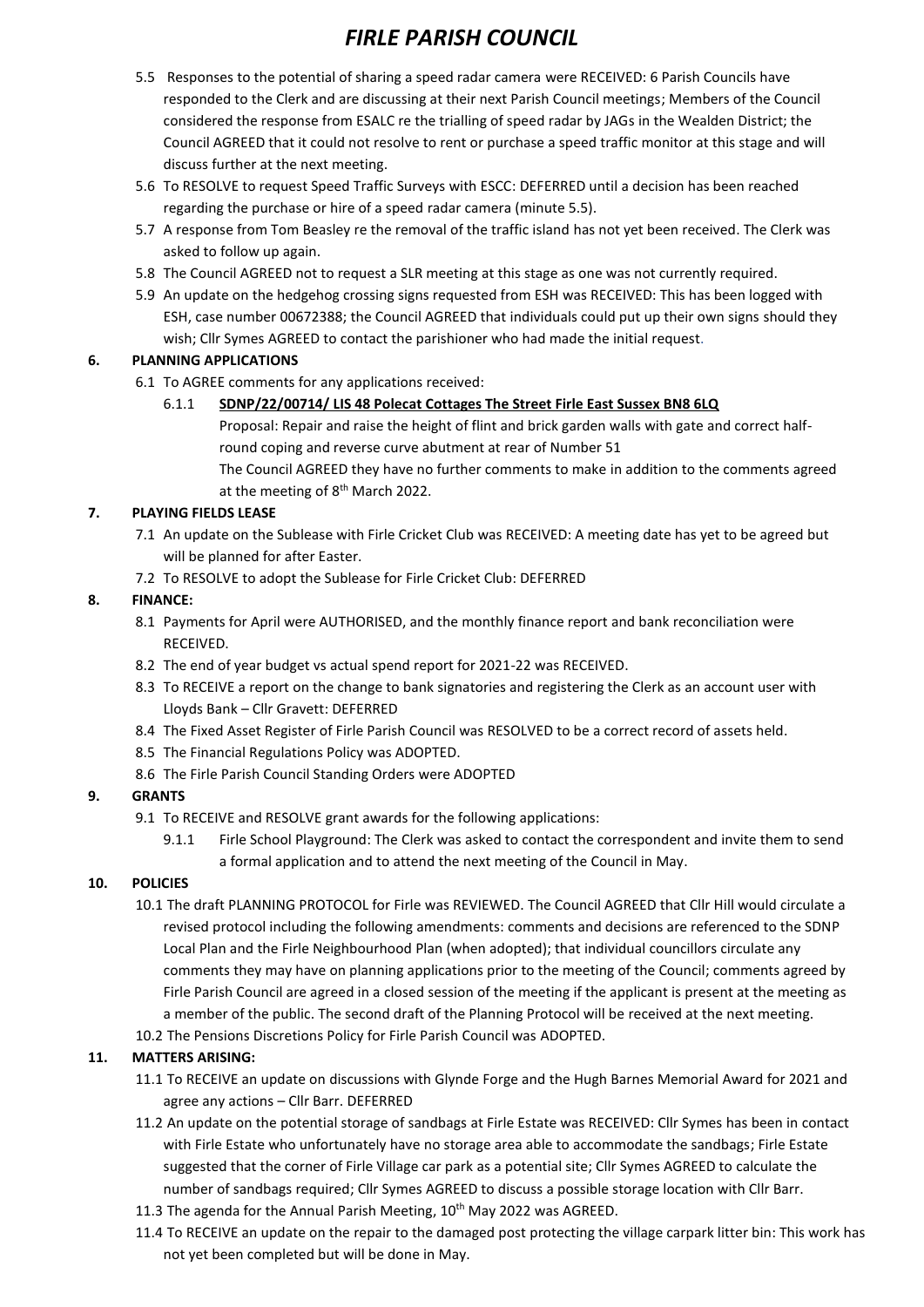- 5.5 Responses to the potential of sharing a speed radar camera were RECEIVED: 6 Parish Councils have responded to the Clerk and are discussing at their next Parish Council meetings; Members of the Council considered the response from ESALC re the trialling of speed radar by JAGs in the Wealden District; the Council AGREED that it could not resolve to rent or purchase a speed traffic monitor at this stage and will discuss further at the next meeting.
- 5.6 To RESOLVE to request Speed Traffic Surveys with ESCC: DEFERRED until a decision has been reached regarding the purchase or hire of a speed radar camera (minute 5.5).
- 5.7 A response from Tom Beasley re the removal of the traffic island has not yet been received. The Clerk was asked to follow up again.
- 5.8 The Council AGREED not to request a SLR meeting at this stage as one was not currently required.
- 5.9 An update on the hedgehog crossing signs requested from ESH was RECEIVED: This has been logged with ESH, case number 00672388; the Council AGREED that individuals could put up their own signs should they wish; Cllr Symes AGREED to contact the parishioner who had made the initial request.

## 6. PLANNING APPLICATIONS

- 6.1 To AGREE comments for any applications received:
  - 6.1.1 **SDNP/22/00714/ LIS 48 Polecat Cottages The Street Firle East Sussex BN8 6LQ**
    Proposal: Repair and raise the height of flint and brick garden walls with gate and correct half-round coping and reverse curve abutment at rear of Number 51
    The Council AGREED they have no further comments to make in addition to the comments agreed at the meeting of 8th March 2022.

## 7. PLAYING FIELDS LEASE

- 7.1 An update on the Sublease with Firle Cricket Club was RECEIVED: A meeting date has yet to be agreed but will be planned for after Easter.
- 7.2 To RESOLVE to adopt the Sublease for Firle Cricket Club: DEFERRED

## 8. FINANCE:

- 8.1 Payments for April were AUTHORISED, and the monthly finance report and bank reconciliation were RECEIVED.
- 8.2 The end of year budget vs actual spend report for 2021-22 was RECEIVED.
- 8.3 To RECEIVE a report on the change to bank signatories and registering the Clerk as an account user with Lloyds Bank – Cllr Gravett: DEFERRED
- 8.4 The Fixed Asset Register of Firle Parish Council was RESOLVED to be a correct record of assets held.
- 8.5 The Financial Regulations Policy was ADOPTED.
- 8.6 The Firle Parish Council Standing Orders were ADOPTED

## 9. GRANTS

- 9.1 To RECEIVE and RESOLVE grant awards for the following applications:
  - 9.1.1 Firle School Playground: The Clerk was asked to contact the correspondent and invite them to send a formal application and to attend the next meeting of the Council in May.

## 10. POLICIES

- 10.1 The draft PLANNING PROTOCOL for Firle was REVIEWED. The Council AGREED that Cllr Hill would circulate a revised protocol including the following amendments: comments and decisions are referenced to the SDNP Local Plan and the Firle Neighbourhood Plan (when adopted); that individual councillors circulate any comments they may have on planning applications prior to the meeting of the Council; comments agreed by Firle Parish Council are agreed in a closed session of the meeting if the applicant is present at the meeting as a member of the public. The second draft of the Planning Protocol will be received at the next meeting.
- 10.2 The Pensions Discretions Policy for Firle Parish Council was ADOPTED.

## 11. MATTERS ARISING:

- 11.1 To RECEIVE an update on discussions with Glynde Forge and the Hugh Barnes Memorial Award for 2021 and agree any actions – Cllr Barr. DEFERRED
- 11.2 An update on the potential storage of sandbags at Firle Estate was RECEIVED: Cllr Symes has been in contact with Firle Estate who unfortunately have no storage area able to accommodate the sandbags; Firle Estate suggested that the corner of Firle Village car park as a potential site; Cllr Symes AGREED to calculate the number of sandbags required; Cllr Symes AGREED to discuss a possible storage location with Cllr Barr.
- 11.3 The agenda for the Annual Parish Meeting, 10th May 2022 was AGREED.
- 11.4 To RECEIVE an update on the repair to the damaged post protecting the village carpark litter bin: This work has not yet been completed but will be done in May.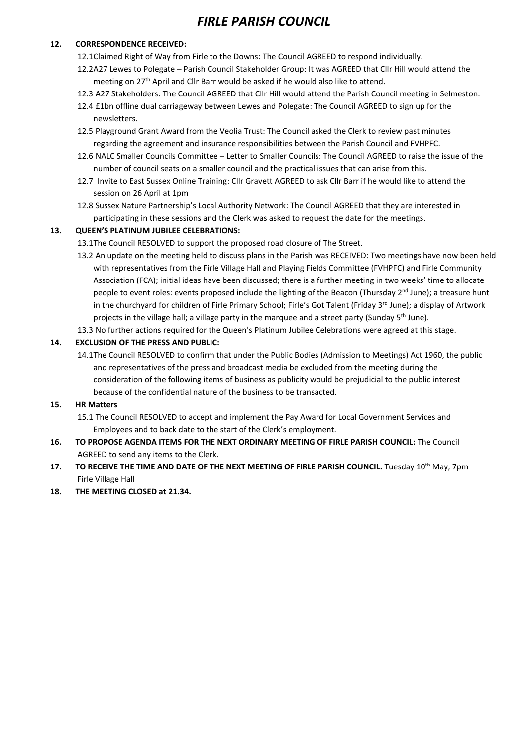# *FIRLE PARISH COUNCIL*

**12. CORRESPONDENCE RECEIVED:**

12.1Claimed Right of Way from Firle to the Downs: The Council AGREED to respond individually.

12.2A27 Lewes to Polegate – Parish Council Stakeholder Group: It was AGREED that Cllr Hill would attend the meeting on 27th April and Cllr Barr would be asked if he would also like to attend.

12.3 A27 Stakeholders: The Council AGREED that Cllr Hill would attend the Parish Council meeting in Selmeston.

12.4 £1bn offline dual carriageway between Lewes and Polegate: The Council AGREED to sign up for the newsletters.

12.5 Playground Grant Award from the Veolia Trust: The Council asked the Clerk to review past minutes regarding the agreement and insurance responsibilities between the Parish Council and FVHPFC.

12.6 NALC Smaller Councils Committee – Letter to Smaller Councils: The Council AGREED to raise the issue of the number of council seats on a smaller council and the practical issues that can arise from this.

12.7 Invite to East Sussex Online Training: Cllr Gravett AGREED to ask Cllr Barr if he would like to attend the session on 26 April at 1pm

12.8 Sussex Nature Partnership's Local Authority Network: The Council AGREED that they are interested in participating in these sessions and the Clerk was asked to request the date for the meetings.

**13. QUEEN'S PLATINUM JUBILEE CELEBRATIONS:**

13.1The Council RESOLVED to support the proposed road closure of The Street.

13.2 An update on the meeting held to discuss plans in the Parish was RECEIVED: Two meetings have now been held with representatives from the Firle Village Hall and Playing Fields Committee (FVHPFC) and Firle Community Association (FCA); initial ideas have been discussed; there is a further meeting in two weeks' time to allocate people to event roles: events proposed include the lighting of the Beacon (Thursday 2nd June); a treasure hunt in the churchyard for children of Firle Primary School; Firle's Got Talent (Friday 3rd June); a display of Artwork projects in the village hall; a village party in the marquee and a street party (Sunday 5th June).

13.3 No further actions required for the Queen's Platinum Jubilee Celebrations were agreed at this stage.

**14. EXCLUSION OF THE PRESS AND PUBLIC:**

14.1The Council RESOLVED to confirm that under the Public Bodies (Admission to Meetings) Act 1960, the public and representatives of the press and broadcast media be excluded from the meeting during the consideration of the following items of business as publicity would be prejudicial to the public interest because of the confidential nature of the business to be transacted.

**15. HR Matters**

15.1 The Council RESOLVED to accept and implement the Pay Award for Local Government Services and Employees and to back date to the start of the Clerk's employment.

**16. TO PROPOSE AGENDA ITEMS FOR THE NEXT ORDINARY MEETING OF FIRLE PARISH COUNCIL:** The Council AGREED to send any items to the Clerk.

**17. TO RECEIVE THE TIME AND DATE OF THE NEXT MEETING OF FIRLE PARISH COUNCIL.** Tuesday 10th May, 7pm Firle Village Hall

**18. THE MEETING CLOSED at 21.34.**